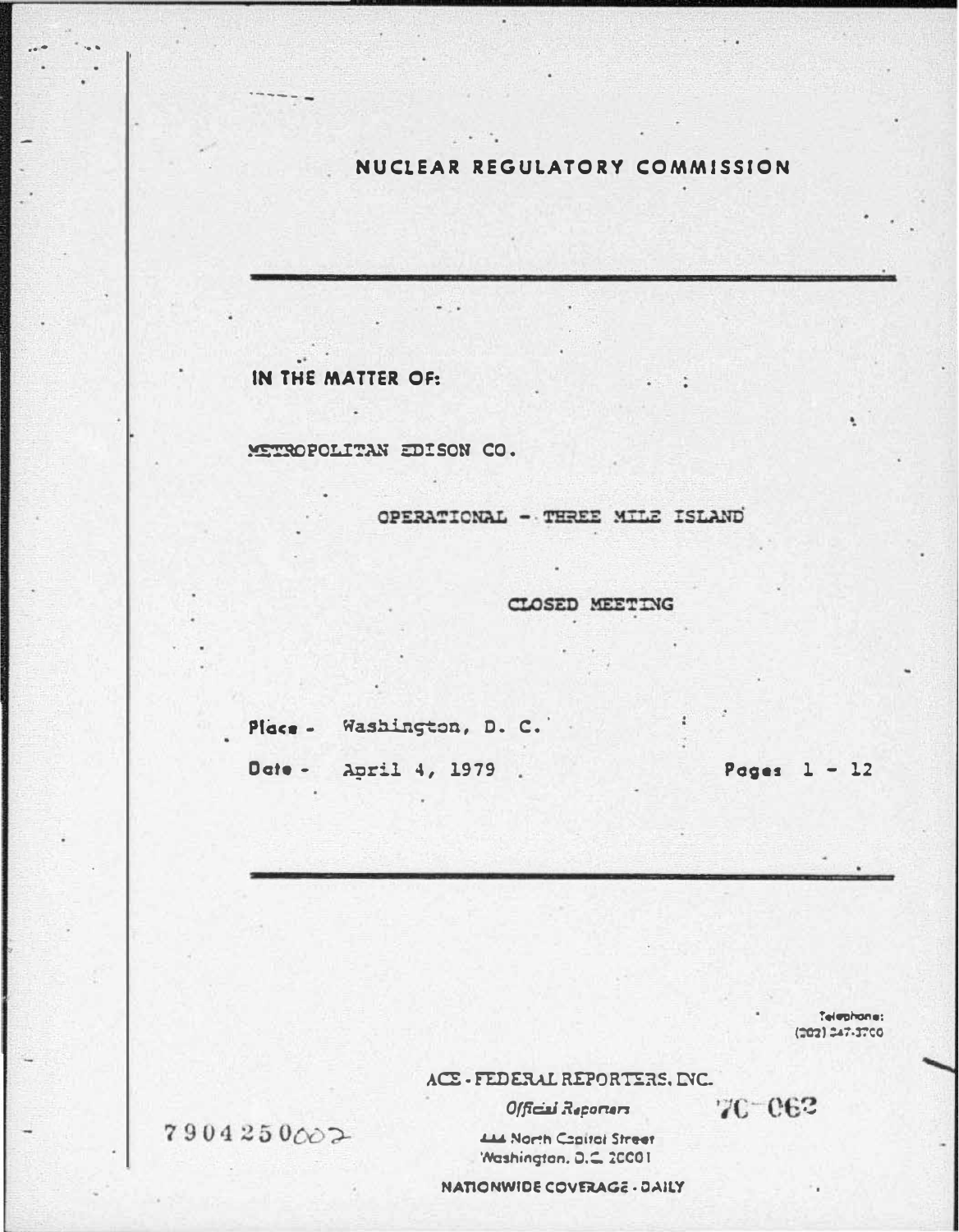# NUCLEAR REGULATORY COMMISSION

IN THE MATTER OF:

METROPOLITAN EDISON CO.

OPERATIONAL - THREE MILE ISLAND

CLOSED MEETING

Place - Washington, D. C.

Date - April 4, 1979

Pages 1 - 12

Telephone: (202) 347-3700

ACE - FEDERAL REPORTERS, INC.

*Official Reporters*

444 North Capitol Street
Washington, D.C. 20001

NATIONWIDE COVERAGE - DAILY

7904250002

7C-062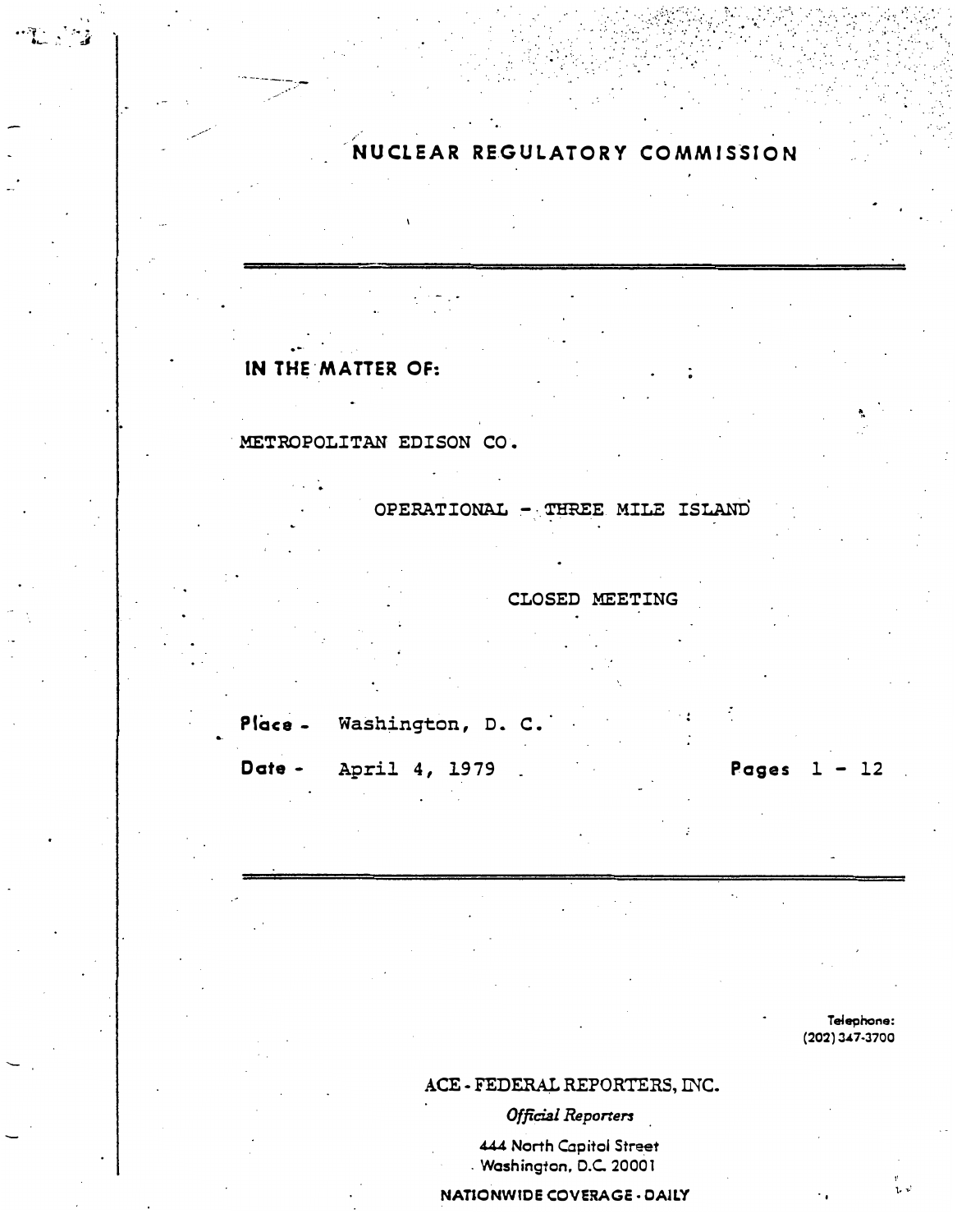# NUCLEAR REGULATORY COMMISSION

**IN THE MATTER OF:**

METROPOLITAN EDISON CO.

OPERATIONAL - THREE MILE ISLAND

CLOSED MEETING

**Place -** Washington, D. C.

**Date -** April 4, 1979 **Pages** 1 - 12

Telephone:
(202) 347-3700

ACE - FEDERAL REPORTERS, INC.

*Official Reporters*

444 North Capitol Street
Washington, D.C. 20001

**NATIONWIDE COVERAGE - DAILY**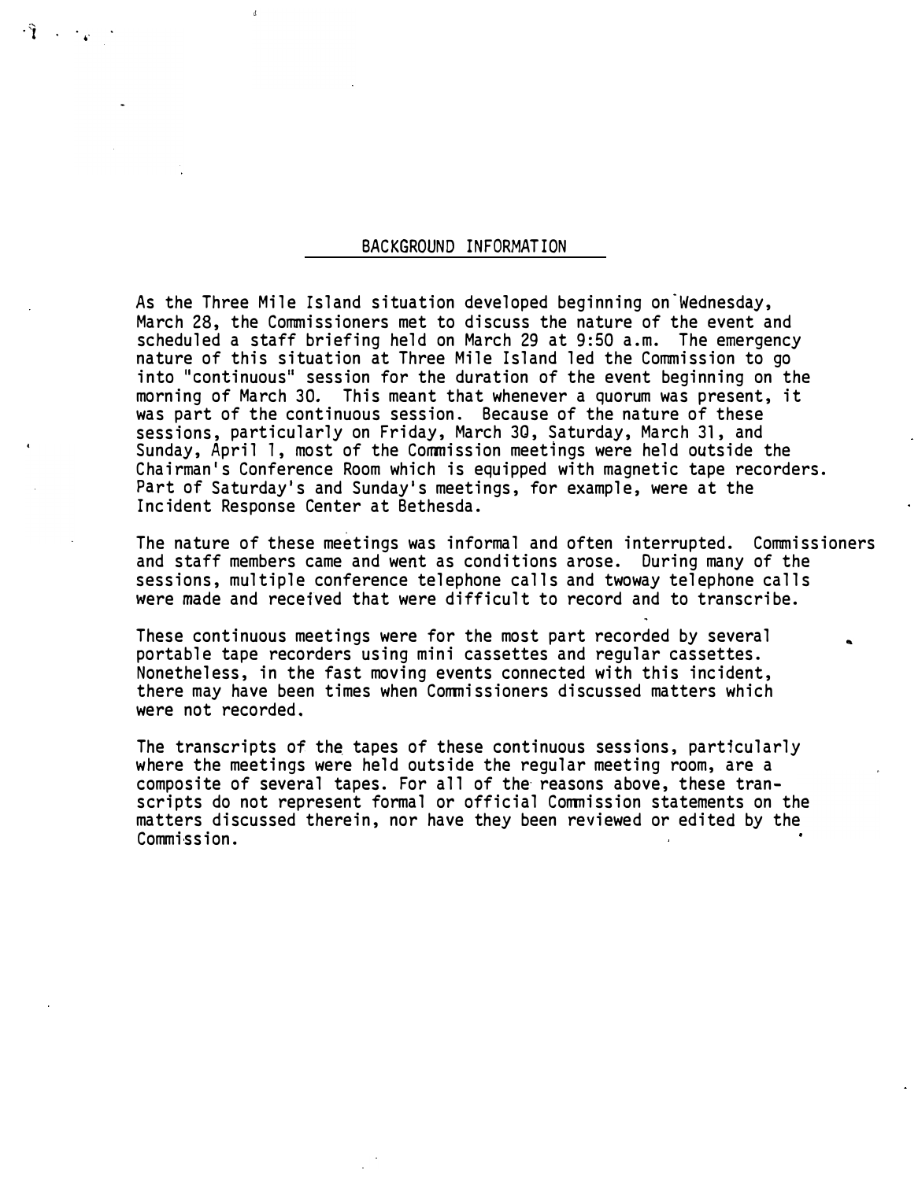## BACKGROUND INFORMATION

As the Three Mile Island situation developed beginning on Wednesday, March 28, the Commissioners met to discuss the nature of the event and scheduled a staff briefing held on March 29 at 9:50 a.m. The emergency nature of this situation at Three Mile Island led the Commission to go into "continuous" session for the duration of the event beginning on the morning of March 30. This meant that whenever a quorum was present, it was part of the continuous session. Because of the nature of these sessions, particularly on Friday, March 30, Saturday, March 31, and Sunday, April 1, most of the Commission meetings were held outside the Chairman's Conference Room which is equipped with magnetic tape recorders. Part of Saturday's and Sunday's meetings, for example, were at the Incident Response Center at Bethesda.

The nature of these meetings was informal and often interrupted. Commissioners and staff members came and went as conditions arose. During many of the sessions, multiple conference telephone calls and twoway telephone calls were made and received that were difficult to record and to transcribe.

These continuous meetings were for the most part recorded by several portable tape recorders using mini cassettes and regular cassettes. Nonetheless, in the fast moving events connected with this incident, there may have been times when Commissioners discussed matters which were not recorded.

The transcripts of the tapes of these continuous sessions, particularly where the meetings were held outside the regular meeting room, are a composite of several tapes. For all of the reasons above, these transcripts do not represent formal or official Commission statements on the matters discussed therein, nor have they been reviewed or edited by the Commission.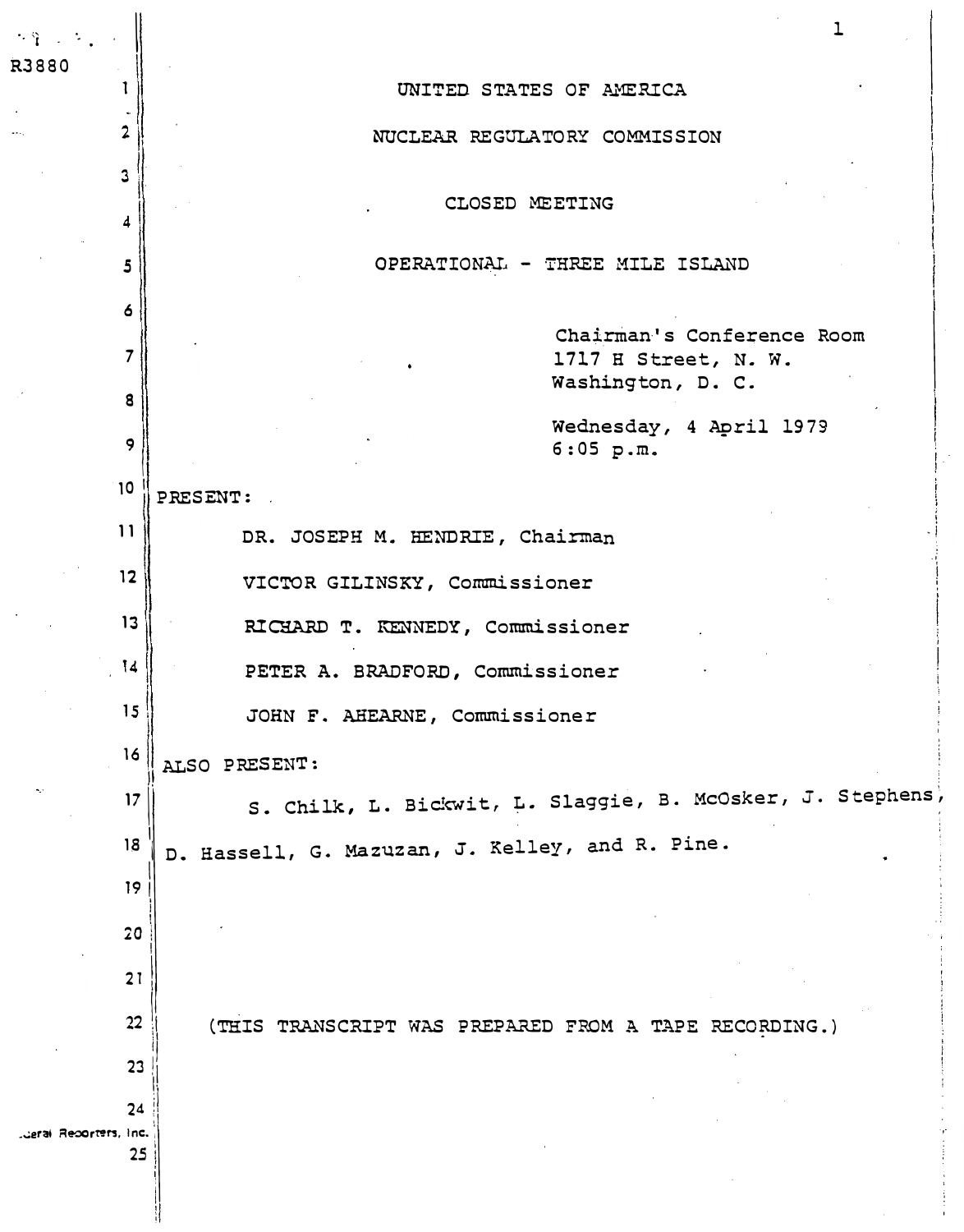R3880

UNITED STATES OF AMERICA

NUCLEAR REGULATORY COMMISSION

CLOSED MEETING

OPERATIONAL - THREE MILE ISLAND

Chairman's Conference Room
1717 H Street, N. W.
Washington, D. C.

Wednesday, 4 April 1979
6:05 p.m.

PRESENT:

DR. JOSEPH M. HENDRIE, Chairman

VICTOR GILINSKY, Commissioner

RICHARD T. KENNEDY, Commissioner

PETER A. BRADFORD, Commissioner

JOHN F. AHEARNE, Commissioner

ALSO PRESENT:

S. Chilk, L. Bickwit, L. Slaggie, B. McOsker, J. Stephens, D. Hassell, G. Mazuzan, J. Kelley, and R. Pine.

(THIS TRANSCRIPT WAS PREPARED FROM A TAPE RECORDING.)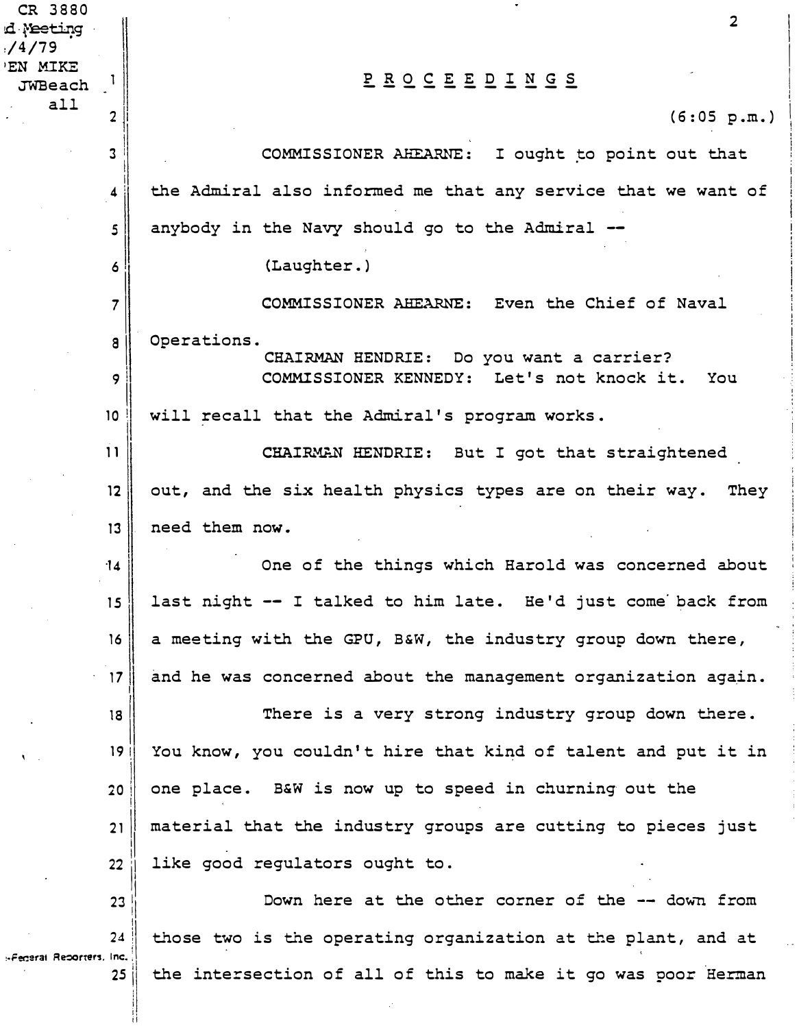# PROCEEDINGS

(6:05 p.m.)

COMMISSIONER AHEARNE: I ought to point out that the Admiral also informed me that any service that we want of anybody in the Navy should go to the Admiral --

(Laughter.)

COMMISSIONER AHEARNE: Even the Chief of Naval Operations.

CHAIRMAN HENDRIE: Do you want a carrier?

COMMISSIONER KENNEDY: Let's not knock it. You will recall that the Admiral's program works.

CHAIRMAN HENDRIE: But I got that straightened out, and the six health physics types are on their way. They need them now.

One of the things which Harold was concerned about last night -- I talked to him late. He'd just come back from a meeting with the GPU, B&W, the industry group down there, and he was concerned about the management organization again.

There is a very strong industry group down there. You know, you couldn't hire that kind of talent and put it in one place. B&W is now up to speed in churning out the material that the industry groups are cutting to pieces just like good regulators ought to.

Down here at the other corner of the -- down from those two is the operating organization at the plant, and at the intersection of all of this to make it go was poor Herman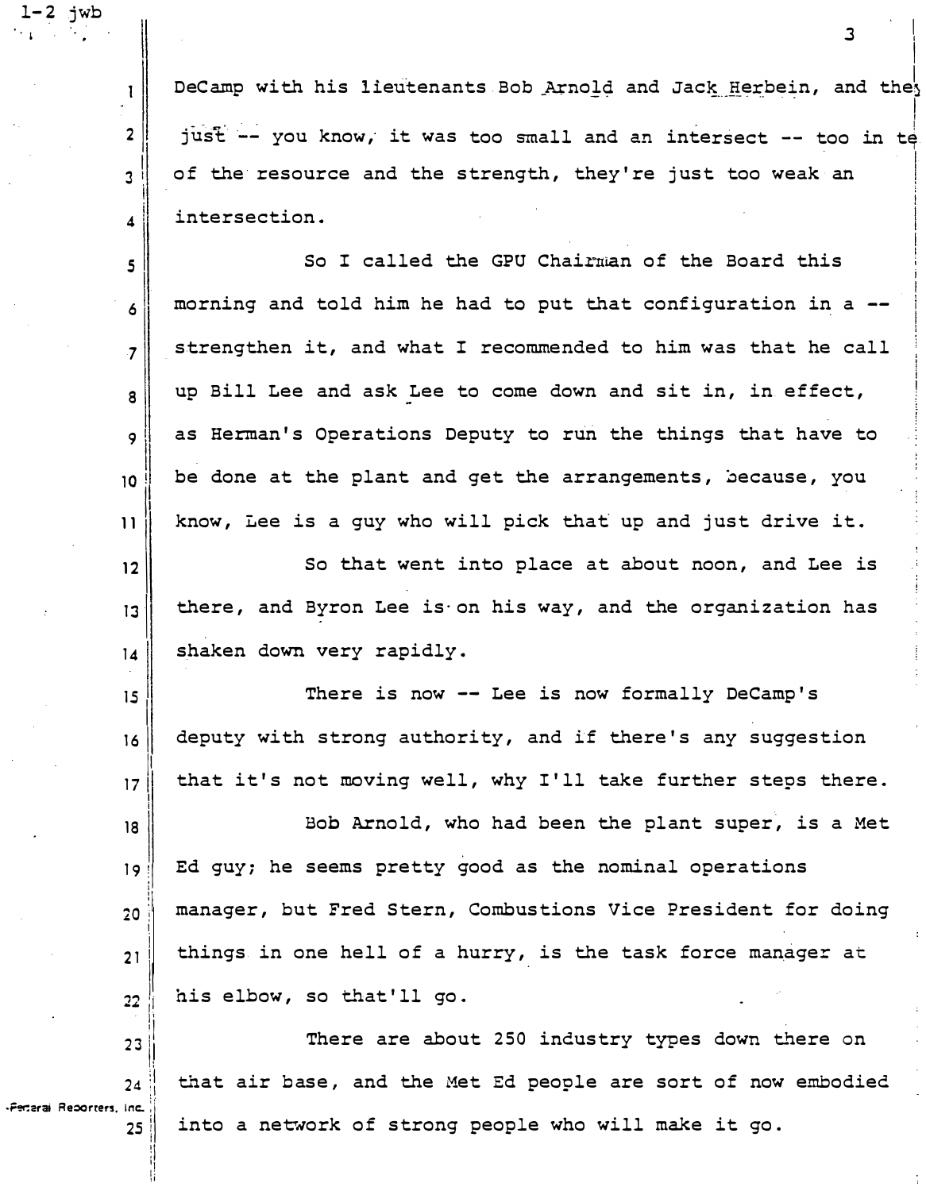DeCamp with his lieutenants Bob Arnold and Jack Herbein, and they just -- you know, it was too small and an intersect -- too in te of the resource and the strength, they're just too weak an intersection.

So I called the GPU Chairman of the Board this morning and told him he had to put that configuration in a -- strengthen it, and what I recommended to him was that he call up Bill Lee and ask Lee to come down and sit in, in effect, as Herman's Operations Deputy to run the things that have to be done at the plant and get the arrangements, because, you know, Lee is a guy who will pick that up and just drive it.

So that went into place at about noon, and Lee is there, and Byron Lee is on his way, and the organization has shaken down very rapidly.

There is now -- Lee is now formally DeCamp's deputy with strong authority, and if there's any suggestion that it's not moving well, why I'll take further steps there.

Bob Arnold, who had been the plant super, is a Met Ed guy; he seems pretty good as the nominal operations manager, but Fred Stern, Combustions Vice President for doing things in one hell of a hurry, is the task force manager at his elbow, so that'll go.

There are about 250 industry types down there on that air base, and the Met Ed people are sort of now embodied into a network of strong people who will make it go.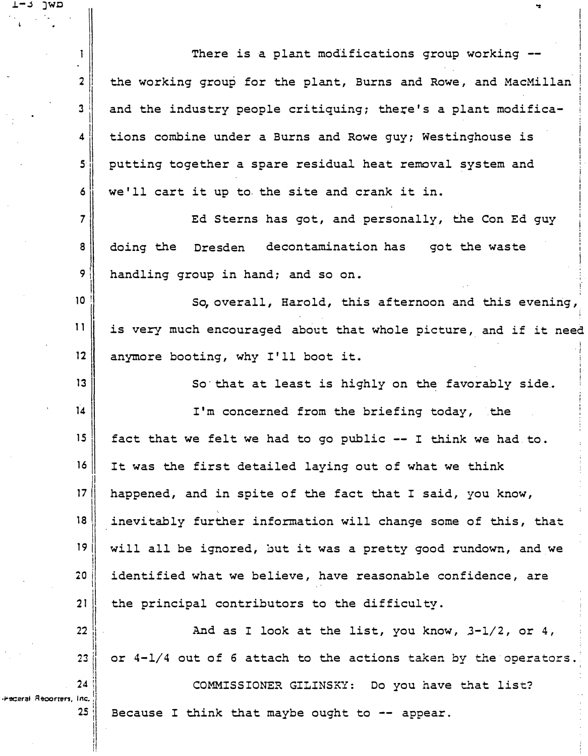There is a plant modifications group working -- the working group for the plant, Burns and Rowe, and MacMillan and the industry people critiquing; there's a plant modifications combine under a Burns and Rowe guy; Westinghouse is putting together a spare residual heat removal system and we'll cart it up to the site and crank it in.

Ed Sterns has got, and personally, the Con Ed guy doing the Dresden decontamination has got the waste handling group in hand; and so on.

So, overall, Harold, this afternoon and this evening, is very much encouraged about that whole picture, and if it need anymore booting, why I'll boot it.

So that at least is highly on the favorably side.

I'm concerned from the briefing today, the fact that we felt we had to go public -- I think we had to. It was the first detailed laying out of what we think happened, and in spite of the fact that I said, you know, inevitably further information will change some of this, that will all be ignored, but it was a pretty good rundown, and we identified what we believe, have reasonable confidence, are the principal contributors to the difficulty.

And as I look at the list, you know, 3-1/2, or 4, or 4-1/4 out of 6 attach to the actions taken by the operators.

COMMISSIONER GILINSKY: Do you have that list? Because I think that maybe ought to -- appear.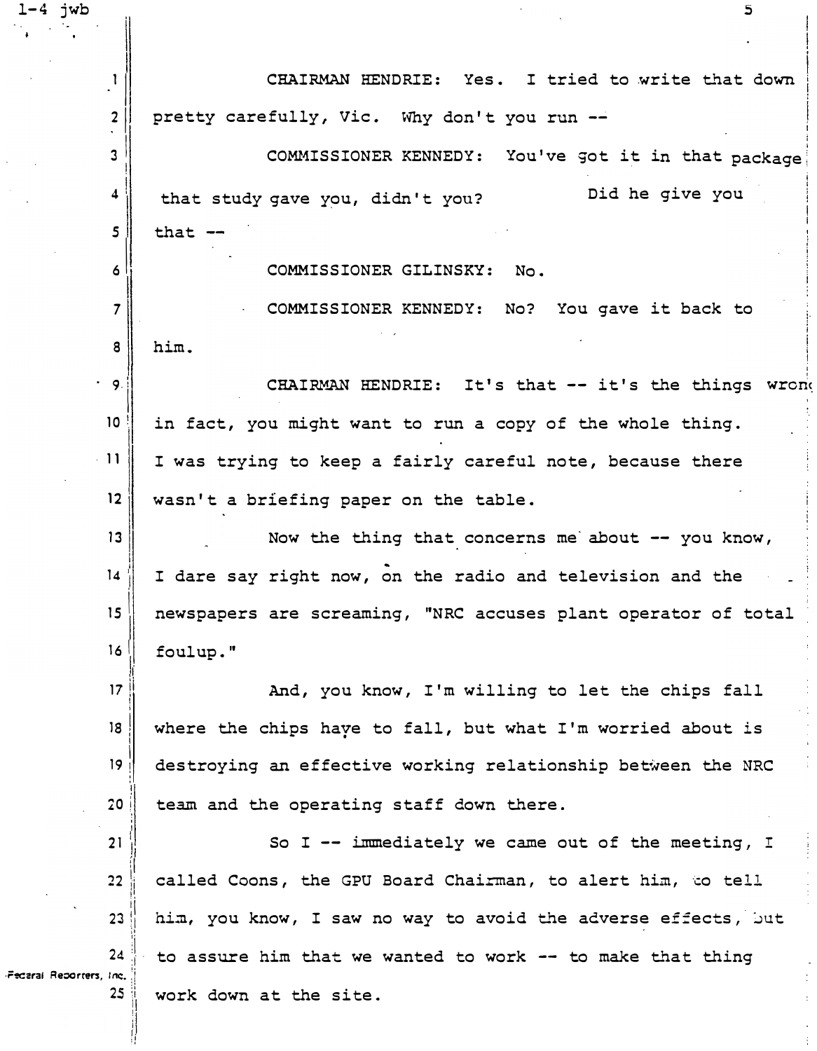CHAIRMAN HENDRIE: Yes. I tried to write that down pretty carefully, Vic. Why don't you run --

COMMISSIONER KENNEDY: You've got it in that package that study gave you, didn't you? Did he give you that --

COMMISSIONER GILINSKY: No.

COMMISSIONER KENNEDY: No? You gave it back to him.

CHAIRMAN HENDRIE: It's that -- it's the things wrong in fact, you might want to run a copy of the whole thing. I was trying to keep a fairly careful note, because there wasn't a briefing paper on the table.

Now the thing that concerns me about -- you know, I dare say right now, on the radio and television and the newspapers are screaming, "NRC accuses plant operator of total foulup."

And, you know, I'm willing to let the chips fall where the chips have to fall, but what I'm worried about is destroying an effective working relationship between the NRC team and the operating staff down there.

So I -- immediately we came out of the meeting, I called Coons, the GPU Board Chairman, to alert him, to tell him, you know, I saw no way to avoid the adverse effects, but to assure him that we wanted to work -- to make that thing work down at the site.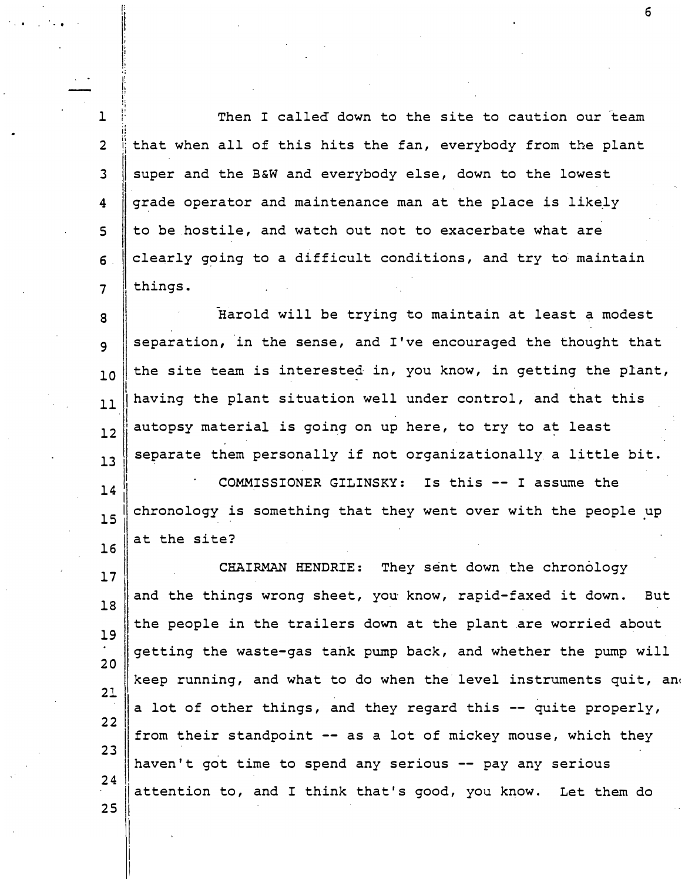Then I called down to the site to caution our team that when all of this hits the fan, everybody from the plant super and the B&W and everybody else, down to the lowest grade operator and maintenance man at the place is likely to be hostile, and watch out not to exacerbate what are clearly going to a difficult conditions, and try to maintain things.

Harold will be trying to maintain at least a modest separation, in the sense, and I've encouraged the thought that the site team is interested in, you know, in getting the plant, having the plant situation well under control, and that this autopsy material is going on up here, to try to at least separate them personally if not organizationally a little bit.

COMMISSIONER GILINSKY: Is this -- I assume the chronology is something that they went over with the people up at the site?

CHAIRMAN HENDRIE: They sent down the chronology and the things wrong sheet, you know, rapid-faxed it down. But the people in the trailers down at the plant are worried about getting the waste-gas tank pump back, and whether the pump will keep running, and what to do when the level instruments quit, and a lot of other things, and they regard this -- quite properly, from their standpoint -- as a lot of mickey mouse, which they haven't got time to spend any serious -- pay any serious attention to, and I think that's good, you know. Let them do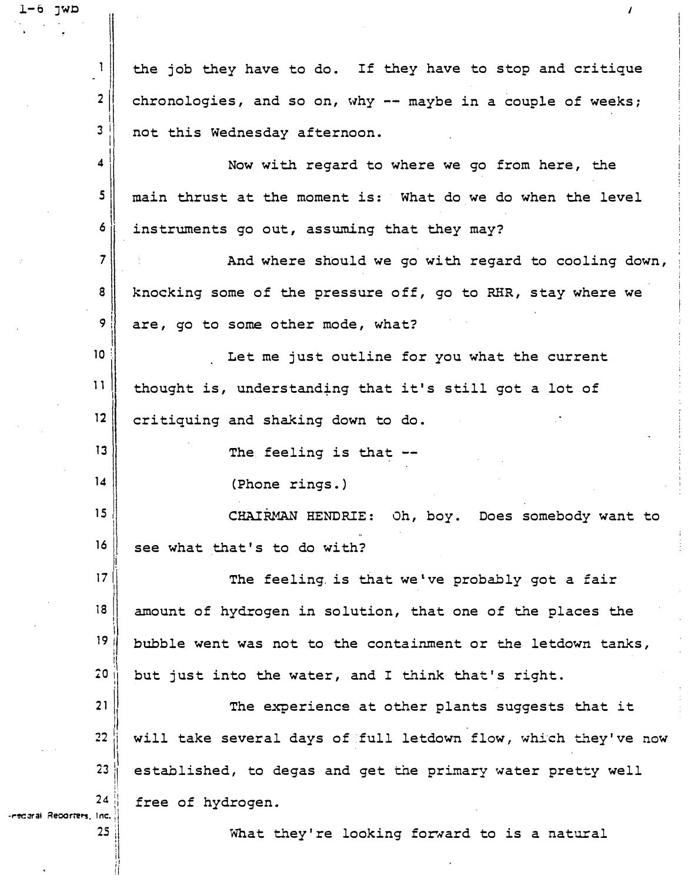the job they have to do. If they have to stop and critique chronologies, and so on, why -- maybe in a couple of weeks; not this Wednesday afternoon.

Now with regard to where we go from here, the main thrust at the moment is: What do we do when the level instruments go out, assuming that they may?

And where should we go with regard to cooling down, knocking some of the pressure off, go to RHR, stay where we are, go to some other mode, what?

Let me just outline for you what the current thought is, understanding that it's still got a lot of critiquing and shaking down to do.

The feeling is that --

(Phone rings.)

CHAIRMAN HENDRIE: Oh, boy. Does somebody want to see what that's to do with?

The feeling is that we've probably got a fair amount of hydrogen in solution, that one of the places the bubble went was not to the containment or the letdown tanks, but just into the water, and I think that's right.

The experience at other plants suggests that it will take several days of full letdown flow, which they've now established, to degas and get the primary water pretty well free of hydrogen.

What they're looking forward to is a natural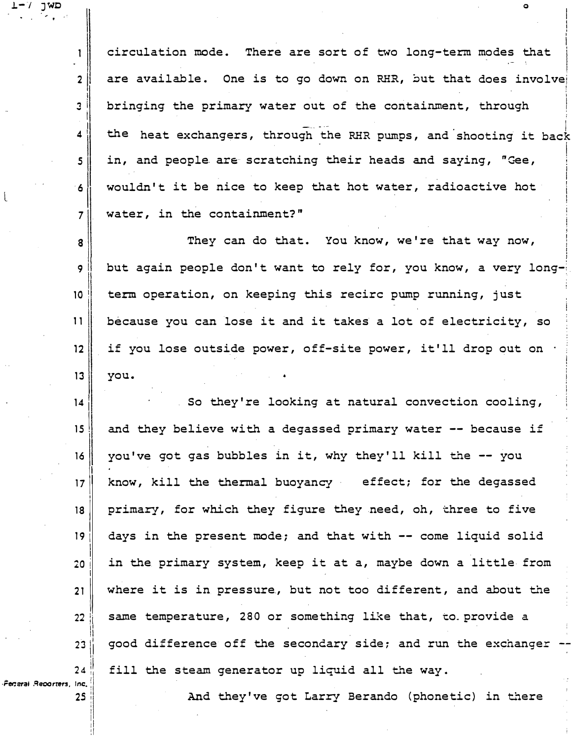circulation mode. There are sort of two long-term modes that are available. One is to go down on RHR, but that does involve bringing the primary water out of the containment, through the heat exchangers, through the RHR pumps, and shooting it back in, and people are scratching their heads and saying, "Gee, wouldn't it be nice to keep that hot water, radioactive hot water, in the containment?"

They can do that. You know, we're that way now, but again people don't want to rely for, you know, a very long-term operation, on keeping this recirc pump running, just because you can lose it and it takes a lot of electricity, so if you lose outside power, off-site power, it'll drop out on you.

So they're looking at natural convection cooling, and they believe with a degassed primary water -- because if you've got gas bubbles in it, why they'll kill the -- you know, kill the thermal buoyancy effect; for the degassed primary, for which they figure they need, oh, three to five days in the present mode; and that with -- come liquid solid in the primary system, keep it at a, maybe down a little from where it is in pressure, but not too different, and about the same temperature, 280 or something like that, to provide a good difference off the secondary side; and run the exchanger -- fill the steam generator up liquid all the way.

And they've got Larry Berando (phonetic) in there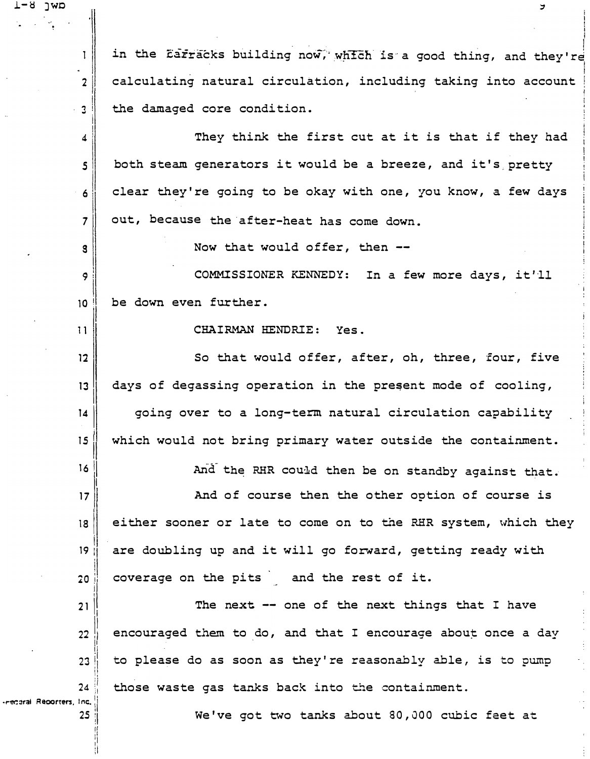in the Earracks building now, which is a good thing, and they're calculating natural circulation, including taking into account the damaged core condition.

They think the first cut at it is that if they had both steam generators it would be a breeze, and it's pretty clear they're going to be okay with one, you know, a few days out, because the after-heat has come down.

Now that would offer, then --

COMMISSIONER KENNEDY: In a few more days, it'll be down even further.

CHAIRMAN HENDRIE: Yes.

So that would offer, after, oh, three, four, five days of degassing operation in the present mode of cooling, going over to a long-term natural circulation capability which would not bring primary water outside the containment.

And the RHR could then be on standby against that.

And of course then the other option of course is either sooner or late to come on to the RHR system, which they are doubling up and it will go forward, getting ready with coverage on the pits and the rest of it.

The next -- one of the next things that I have encouraged them to do, and that I encourage about once a day to please do as soon as they're reasonably able, is to pump those waste gas tanks back into the containment.

We've got two tanks about 80,000 cubic feet at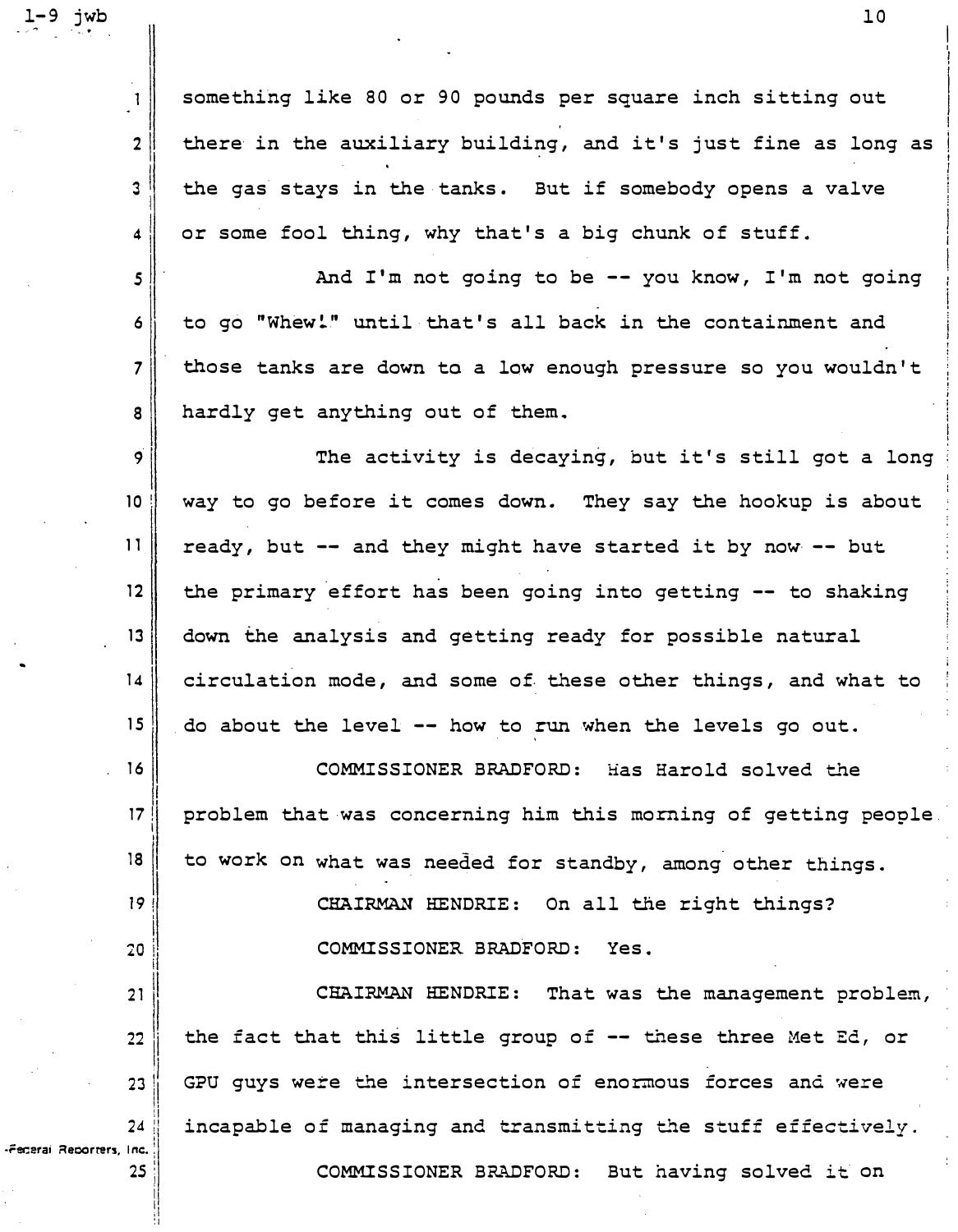something like 80 or 90 pounds per square inch sitting out there in the auxiliary building, and it's just fine as long as the gas stays in the tanks. But if somebody opens a valve or some fool thing, why that's a big chunk of stuff.

And I'm not going to be -- you know, I'm not going to go "Whew!" until that's all back in the containment and those tanks are down to a low enough pressure so you wouldn't hardly get anything out of them.

The activity is decaying, but it's still got a long way to go before it comes down. They say the hookup is about ready, but -- and they might have started it by now -- but the primary effort has been going into getting -- to shaking down the analysis and getting ready for possible natural circulation mode, and some of these other things, and what to do about the level -- how to run when the levels go out.

COMMISSIONER BRADFORD: Has Harold solved the problem that was concerning him this morning of getting people to work on what was needed for standby, among other things.

CHAIRMAN HENDRIE: On all the right things?

COMMISSIONER BRADFORD: Yes.

CHAIRMAN HENDRIE: That was the management problem, the fact that this little group of -- these three Met Ed, or GPU guys were the intersection of enormous forces and were incapable of managing and transmitting the stuff effectively.

COMMISSIONER BRADFORD: But having solved it on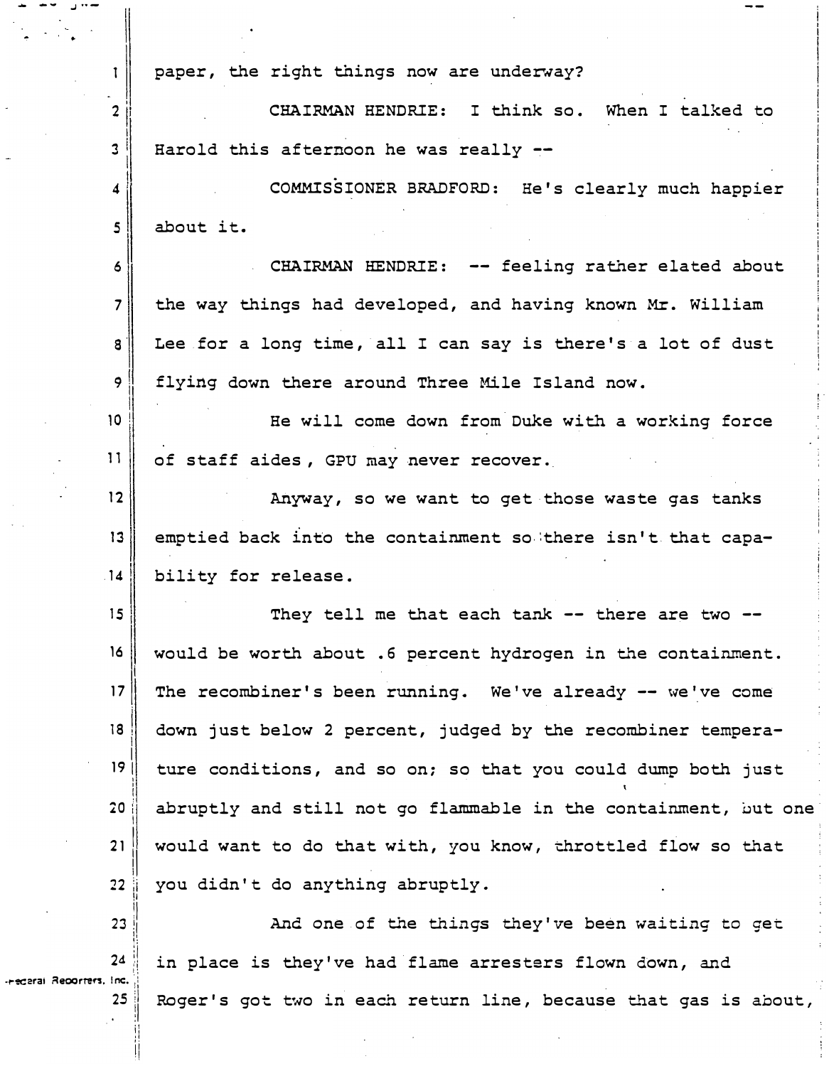paper, the right things now are underway?

CHAIRMAN HENDRIE: I think so. When I talked to Harold this afternoon he was really --

COMMISSIONER BRADFORD: He's clearly much happier about it.

CHAIRMAN HENDRIE: -- feeling rather elated about the way things had developed, and having known Mr. William Lee for a long time, all I can say is there's a lot of dust flying down there around Three Mile Island now.

He will come down from Duke with a working force of staff aides, GPU may never recover.

Anyway, so we want to get those waste gas tanks emptied back into the containment so there isn't that capability for release.

They tell me that each tank -- there are two -- would be worth about .6 percent hydrogen in the containment. The recombiner's been running. We've already -- we've come down just below 2 percent, judged by the recombiner temperature conditions, and so on; so that you could dump both just abruptly and still not go flammable in the containment, but one would want to do that with, you know, throttled flow so that you didn't do anything abruptly.

And one of the things they've been waiting to get in place is they've had flame arresters flown down, and Roger's got two in each return line, because that gas is about,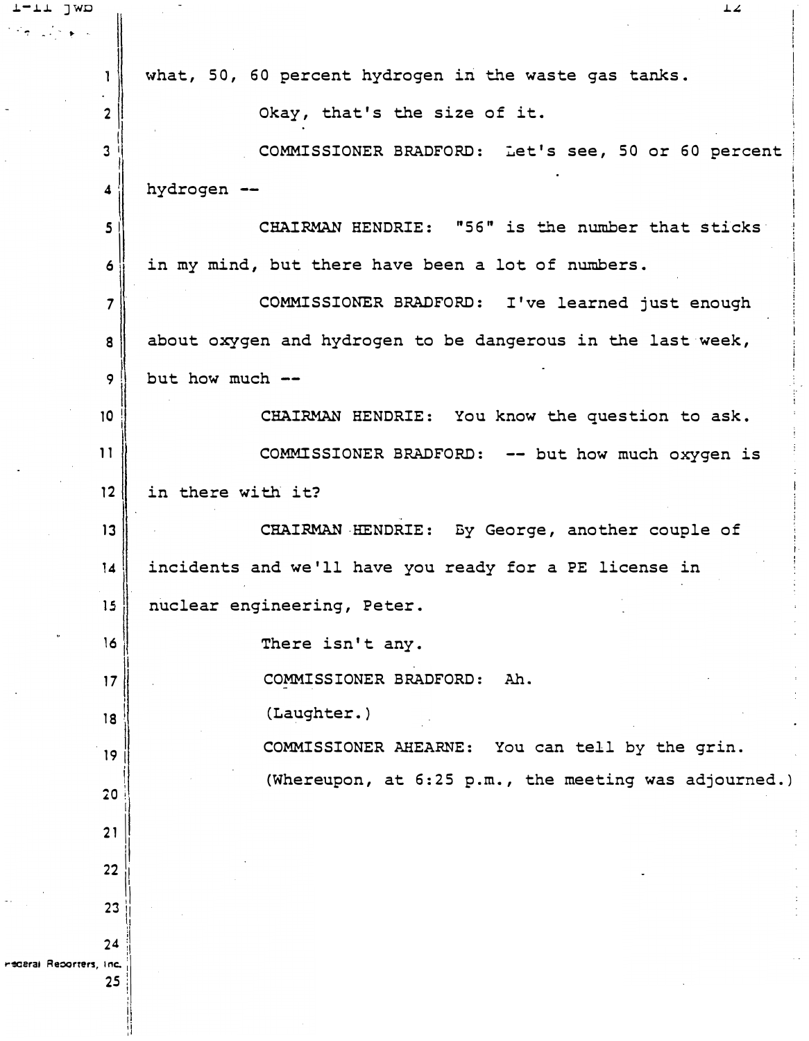what, 50, 60 percent hydrogen in the waste gas tanks.

Okay, that's the size of it.

COMMISSIONER BRADFORD: Let's see, 50 or 60 percent hydrogen --

CHAIRMAN HENDRIE: "56" is the number that sticks in my mind, but there have been a lot of numbers.

COMMISSIONER BRADFORD: I've learned just enough about oxygen and hydrogen to be dangerous in the last week, but how much --

CHAIRMAN HENDRIE: You know the question to ask.

COMMISSIONER BRADFORD: -- but how much oxygen is in there with it?

CHAIRMAN HENDRIE: By George, another couple of incidents and we'll have you ready for a PE license in nuclear engineering, Peter.

There isn't any.

COMMISSIONER BRADFORD: Ah.

(Laughter.)

COMMISSIONER AHEARNE: You can tell by the grin.

(Whereupon, at 6:25 p.m., the meeting was adjourned.)